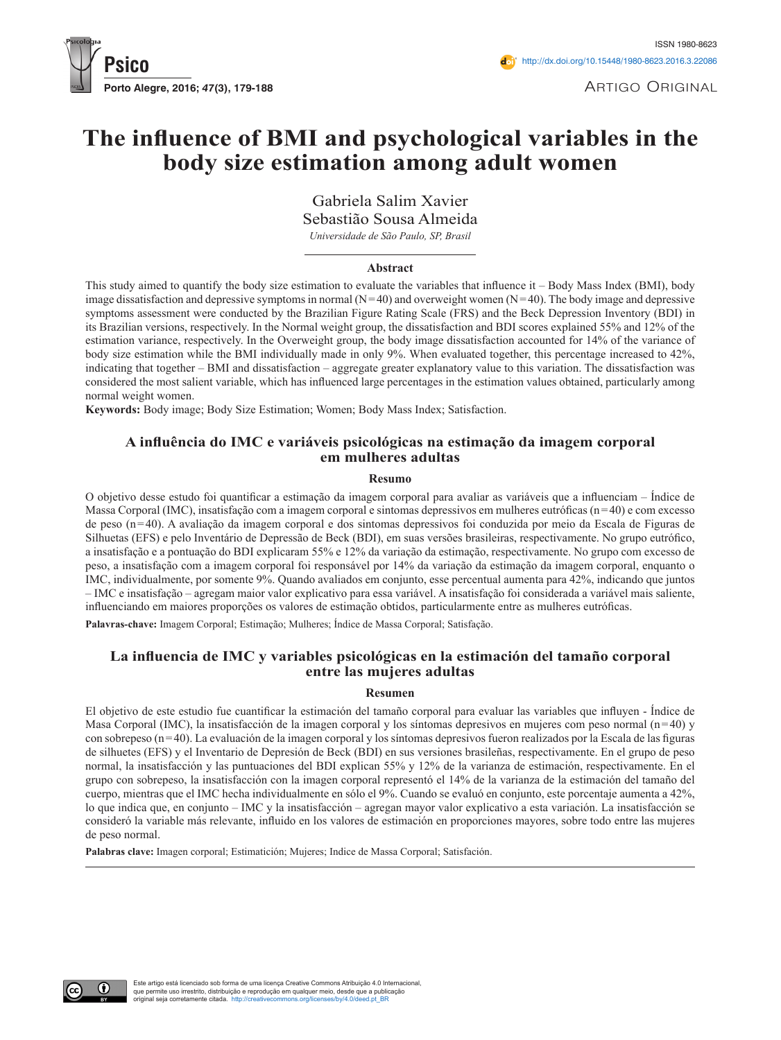Artigo Original

# The influence of BMI and psychological variables in the body size estimation among adult women

Gabriela Salim Xavier
Sebastião Sousa Almeida
*Universidade de São Paulo, SP, Brasil*

### Abstract

This study aimed to quantify the body size estimation to evaluate the variables that influence it – Body Mass Index (BMI), body image dissatisfaction and depressive symptoms in normal (N=40) and overweight women (N=40). The body image and depressive symptoms assessment were conducted by the Brazilian Figure Rating Scale (FRS) and the Beck Depression Inventory (BDI) in its Brazilian versions, respectively. In the Normal weight group, the dissatisfaction and BDI scores explained 55% and 12% of the estimation variance, respectively. In the Overweight group, the body image dissatisfaction accounted for 14% of the variance of body size estimation while the BMI individually made in only 9%. When evaluated together, this percentage increased to 42%, indicating that together – BMI and dissatisfaction – aggregate greater explanatory value to this variation. The dissatisfaction was considered the most salient variable, which has influenced large percentages in the estimation values obtained, particularly among normal weight women.

**Keywords:** Body image; Body Size Estimation; Women; Body Mass Index; Satisfaction.

## A influência do IMC e variáveis psicológicas na estimação da imagem corporal em mulheres adultas

### Resumo

O objetivo desse estudo foi quantificar a estimação da imagem corporal para avaliar as variáveis que a influenciam – Índice de Massa Corporal (IMC), insatisfação com a imagem corporal e sintomas depressivos em mulheres eutróficas (n=40) e com excesso de peso (n=40). A avaliação da imagem corporal e dos sintomas depressivos foi conduzida por meio da Escala de Figuras de Silhuetas (EFS) e pelo Inventário de Depressão de Beck (BDI), em suas versões brasileiras, respectivamente. No grupo eutrófico, a insatisfação e a pontuação do BDI explicaram 55% e 12% da variação da estimação, respectivamente. No grupo com excesso de peso, a insatisfação com a imagem corporal foi responsável por 14% da variação da estimação da imagem corporal, enquanto o IMC, individualmente, por somente 9%. Quando avaliados em conjunto, esse percentual aumenta para 42%, indicando que juntos – IMC e insatisfação – agregam maior valor explicativo para essa variável. A insatisfação foi considerada a variável mais saliente, influenciando em maiores proporções os valores de estimação obtidos, particularmente entre as mulheres eutróficas.

**Palavras-chave:** Imagem Corporal; Estimação; Mulheres; Índice de Massa Corporal; Satisfação.

## La influencia de IMC y variables psicológicas en la estimación del tamaño corporal entre las mujeres adultas

### Resumen

El objetivo de este estudio fue cuantificar la estimación del tamaño corporal para evaluar las variables que influyen - Índice de Masa Corporal (IMC), la insatisfacción de la imagen corporal y los síntomas depresivos en mujeres com peso normal (n=40) y con sobrepeso (n=40). La evaluación de la imagen corporal y los síntomas depresivos fueron realizados por la Escala de las figuras de silhuetes (EFS) y el Inventario de Depresión de Beck (BDI) en sus versiones brasileñas, respectivamente. En el grupo de peso normal, la insatisfacción y las puntuaciones del BDI explican 55% y 12% de la varianza de estimación, respectivamente. En el grupo con sobrepeso, la insatisfacción con la imagen corporal representó el 14% de la varianza de la estimación del tamaño del cuerpo, mientras que el IMC hecha individualmente en sólo el 9%. Cuando se evaluó en conjunto, este porcentaje aumenta a 42%, lo que indica que, en conjunto – IMC y la insatisfacción – agregan mayor valor explicativo a esta variación. La insatisfacción se consideró la variable más relevante, influido en los valores de estimación en proporciones mayores, sobre todo entre las mujeres de peso normal.

**Palabras clave:** Imagen corporal; Estimatición; Mujeres; Indice de Massa Corporal; Satisfación.

Este artigo está licenciado sob forma de uma licença Creative Commons Atribuição 4.0 Internacional, que permite uso irrestrito, distribuição e reprodução em qualquer meio, desde que a publicação original seja corretamente citada. http://creativecommons.org/licenses/by/4.0/deed.pt_BR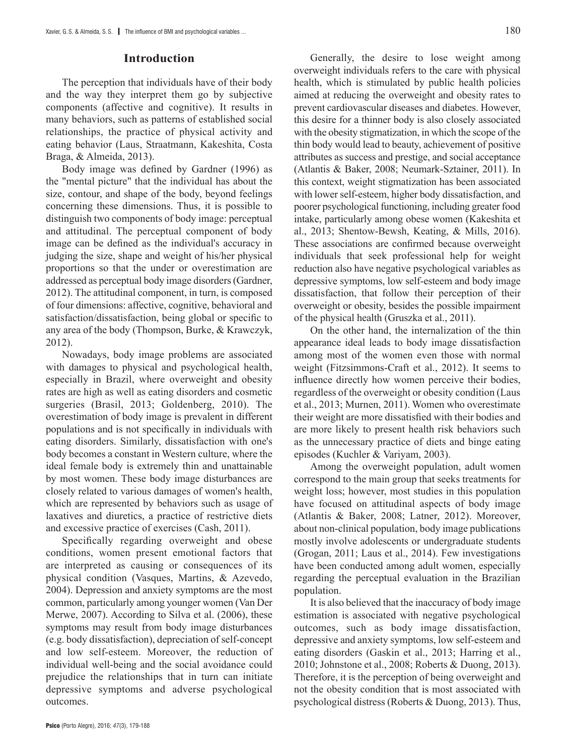## Introduction

The perception that individuals have of their body and the way they interpret them go by subjective components (affective and cognitive). It results in many behaviors, such as patterns of established social relationships, the practice of physical activity and eating behavior (Laus, Straatmann, Kakeshita, Costa Braga, & Almeida, 2013).

Body image was defined by Gardner (1996) as the "mental picture" that the individual has about the size, contour, and shape of the body, beyond feelings concerning these dimensions. Thus, it is possible to distinguish two components of body image: perceptual and attitudinal. The perceptual component of body image can be defined as the individual's accuracy in judging the size, shape and weight of his/her physical proportions so that the under or overestimation are addressed as perceptual body image disorders (Gardner, 2012). The attitudinal component, in turn, is composed of four dimensions: affective, cognitive, behavioral and satisfaction/dissatisfaction, being global or specific to any area of the body (Thompson, Burke, & Krawczyk, 2012).

Nowadays, body image problems are associated with damages to physical and psychological health, especially in Brazil, where overweight and obesity rates are high as well as eating disorders and cosmetic surgeries (Brasil, 2013; Goldenberg, 2010). The overestimation of body image is prevalent in different populations and is not specifically in individuals with eating disorders. Similarly, dissatisfaction with one's body becomes a constant in Western culture, where the ideal female body is extremely thin and unattainable by most women. These body image disturbances are closely related to various damages of women's health, which are represented by behaviors such as usage of laxatives and diuretics, a practice of restrictive diets and excessive practice of exercises (Cash, 2011).

Specifically regarding overweight and obese conditions, women present emotional factors that are interpreted as causing or consequences of its physical condition (Vasques, Martins, & Azevedo, 2004). Depression and anxiety symptoms are the most common, particularly among younger women (Van Der Merwe, 2007). According to Silva et al. (2006), these symptoms may result from body image disturbances (e.g. body dissatisfaction), depreciation of self-concept and low self-esteem. Moreover, the reduction of individual well-being and the social avoidance could prejudice the relationships that in turn can initiate depressive symptoms and adverse psychological outcomes.

Generally, the desire to lose weight among overweight individuals refers to the care with physical health, which is stimulated by public health policies aimed at reducing the overweight and obesity rates to prevent cardiovascular diseases and diabetes. However, this desire for a thinner body is also closely associated with the obesity stigmatization, in which the scope of the thin body would lead to beauty, achievement of positive attributes as success and prestige, and social acceptance (Atlantis & Baker, 2008; Neumark-Sztainer, 2011). In this context, weight stigmatization has been associated with lower self-esteem, higher body dissatisfaction, and poorer psychological functioning, including greater food intake, particularly among obese women (Kakeshita et al., 2013; Shentow-Bewsh, Keating, & Mills, 2016). These associations are confirmed because overweight individuals that seek professional help for weight reduction also have negative psychological variables as depressive symptoms, low self-esteem and body image dissatisfaction, that follow their perception of their overweight or obesity, besides the possible impairment of the physical health (Gruszka et al., 2011).

On the other hand, the internalization of the thin appearance ideal leads to body image dissatisfaction among most of the women even those with normal weight (Fitzsimmons-Craft et al., 2012). It seems to influence directly how women perceive their bodies, regardless of the overweight or obesity condition (Laus et al., 2013; Murnen, 2011). Women who overestimate their weight are more dissatisfied with their bodies and are more likely to present health risk behaviors such as the unnecessary practice of diets and binge eating episodes (Kuchler & Variyam, 2003).

Among the overweight population, adult women correspond to the main group that seeks treatments for weight loss; however, most studies in this population have focused on attitudinal aspects of body image (Atlantis & Baker, 2008; Latner, 2012). Moreover, about non-clinical population, body image publications mostly involve adolescents or undergraduate students (Grogan, 2011; Laus et al., 2014). Few investigations have been conducted among adult women, especially regarding the perceptual evaluation in the Brazilian population.

It is also believed that the inaccuracy of body image estimation is associated with negative psychological outcomes, such as body image dissatisfaction, depressive and anxiety symptoms, low self-esteem and eating disorders (Gaskin et al., 2013; Harring et al., 2010; Johnstone et al., 2008; Roberts & Duong, 2013). Therefore, it is the perception of being overweight and not the obesity condition that is most associated with psychological distress (Roberts & Duong, 2013). Thus,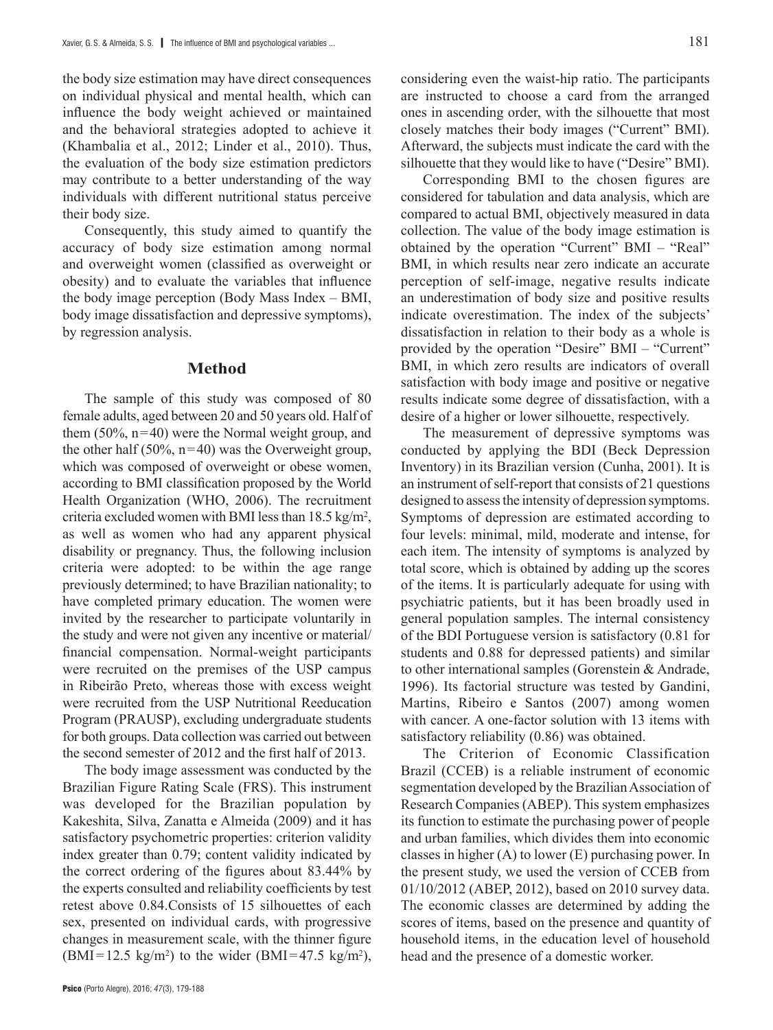the body size estimation may have direct consequences on individual physical and mental health, which can influence the body weight achieved or maintained and the behavioral strategies adopted to achieve it (Khambalia et al., 2012; Linder et al., 2010). Thus, the evaluation of the body size estimation predictors may contribute to a better understanding of the way individuals with different nutritional status perceive their body size.

Consequently, this study aimed to quantify the accuracy of body size estimation among normal and overweight women (classified as overweight or obesity) and to evaluate the variables that influence the body image perception (Body Mass Index – BMI, body image dissatisfaction and depressive symptoms), by regression analysis.

## Method

The sample of this study was composed of 80 female adults, aged between 20 and 50 years old. Half of them (50%, n=40) were the Normal weight group, and the other half (50%, n=40) was the Overweight group, which was composed of overweight or obese women, according to BMI classification proposed by the World Health Organization (WHO, 2006). The recruitment criteria excluded women with BMI less than 18.5 kg/m$^2$, as well as women who had any apparent physical disability or pregnancy. Thus, the following inclusion criteria were adopted: to be within the age range previously determined; to have Brazilian nationality; to have completed primary education. The women were invited by the researcher to participate voluntarily in the study and were not given any incentive or material/financial compensation. Normal-weight participants were recruited on the premises of the USP campus in Ribeirão Preto, whereas those with excess weight were recruited from the USP Nutritional Reeducation Program (PRAUSP), excluding undergraduate students for both groups. Data collection was carried out between the second semester of 2012 and the first half of 2013.

The body image assessment was conducted by the Brazilian Figure Rating Scale (FRS). This instrument was developed for the Brazilian population by Kakeshita, Silva, Zanatta e Almeida (2009) and it has satisfactory psychometric properties: criterion validity index greater than 0.79; content validity indicated by the correct ordering of the figures about 83.44% by the experts consulted and reliability coefficients by test retest above 0.84.Consists of 15 silhouettes of each sex, presented on individual cards, with progressive changes in measurement scale, with the thinner figure (BMI=12.5 kg/m$^2$) to the wider (BMI=47.5 kg/m$^2$), considering even the waist-hip ratio. The participants are instructed to choose a card from the arranged ones in ascending order, with the silhouette that most closely matches their body images ("Current" BMI). Afterward, the subjects must indicate the card with the silhouette that they would like to have ("Desire" BMI).

Corresponding BMI to the chosen figures are considered for tabulation and data analysis, which are compared to actual BMI, objectively measured in data collection. The value of the body image estimation is obtained by the operation "Current" BMI – "Real" BMI, in which results near zero indicate an accurate perception of self-image, negative results indicate an underestimation of body size and positive results indicate overestimation. The index of the subjects' dissatisfaction in relation to their body as a whole is provided by the operation "Desire" BMI – "Current" BMI, in which zero results are indicators of overall satisfaction with body image and positive or negative results indicate some degree of dissatisfaction, with a desire of a higher or lower silhouette, respectively.

The measurement of depressive symptoms was conducted by applying the BDI (Beck Depression Inventory) in its Brazilian version (Cunha, 2001). It is an instrument of self-report that consists of 21 questions designed to assess the intensity of depression symptoms. Symptoms of depression are estimated according to four levels: minimal, mild, moderate and intense, for each item. The intensity of symptoms is analyzed by total score, which is obtained by adding up the scores of the items. It is particularly adequate for using with psychiatric patients, but it has been broadly used in general population samples. The internal consistency of the BDI Portuguese version is satisfactory (0.81 for students and 0.88 for depressed patients) and similar to other international samples (Gorenstein & Andrade, 1996). Its factorial structure was tested by Gandini, Martins, Ribeiro e Santos (2007) among women with cancer. A one-factor solution with 13 items with satisfactory reliability (0.86) was obtained.

The Criterion of Economic Classification Brazil (CCEB) is a reliable instrument of economic segmentation developed by the Brazilian Association of Research Companies (ABEP). This system emphasizes its function to estimate the purchasing power of people and urban families, which divides them into economic classes in higher (A) to lower (E) purchasing power. In the present study, we used the version of CCEB from 01/10/2012 (ABEP, 2012), based on 2010 survey data. The economic classes are determined by adding the scores of items, based on the presence and quantity of household items, in the education level of household head and the presence of a domestic worker.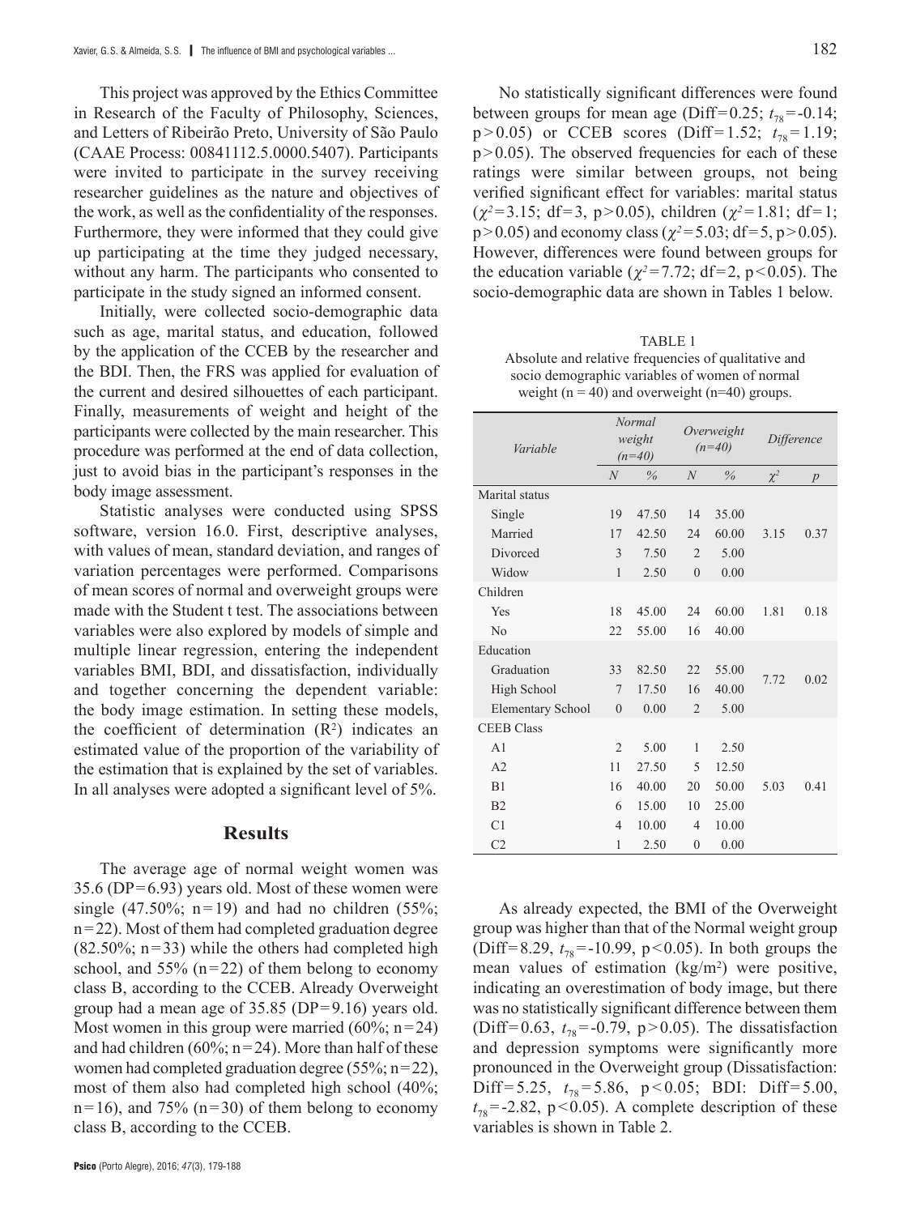This project was approved by the Ethics Committee in Research of the Faculty of Philosophy, Sciences, and Letters of Ribeirão Preto, University of São Paulo (CAAE Process: 00841112.5.0000.5407). Participants were invited to participate in the survey receiving researcher guidelines as the nature and objectives of the work, as well as the confidentiality of the responses. Furthermore, they were informed that they could give up participating at the time they judged necessary, without any harm. The participants who consented to participate in the study signed an informed consent.

Initially, were collected socio-demographic data such as age, marital status, and education, followed by the application of the CCEB by the researcher and the BDI. Then, the FRS was applied for evaluation of the current and desired silhouettes of each participant. Finally, measurements of weight and height of the participants were collected by the main researcher. This procedure was performed at the end of data collection, just to avoid bias in the participant's responses in the body image assessment.

Statistic analyses were conducted using SPSS software, version 16.0. First, descriptive analyses, with values of mean, standard deviation, and ranges of variation percentages were performed. Comparisons of mean scores of normal and overweight groups were made with the Student t test. The associations between variables were also explored by models of simple and multiple linear regression, entering the independent variables BMI, BDI, and dissatisfaction, individually and together concerning the dependent variable: the body image estimation. In setting these models, the coefficient of determination ($R^2$) indicates an estimated value of the proportion of the variability of the estimation that is explained by the set of variables. In all analyses were adopted a significant level of 5%.

## Results

The average age of normal weight women was 35.6 (DP=6.93) years old. Most of these women were single (47.50%; n=19) and had no children (55%; n=22). Most of them had completed graduation degree (82.50%; n=33) while the others had completed high school, and 55% (n=22) of them belong to economy class B, according to the CCEB. Already Overweight group had a mean age of 35.85 (DP=9.16) years old. Most women in this group were married (60%; n=24) and had children (60%; n=24). More than half of these women had completed graduation degree (55%; n=22), most of them also had completed high school (40%; n=16), and 75% (n=30) of them belong to economy class B, according to the CCEB.

No statistically significant differences were found between groups for mean age (Diff=0.25; $t_{78}$=-0.14; $p>0.05$) or CCEB scores (Diff=1.52; $t_{78}$=1.19; $p>0.05$). The observed frequencies for each of these ratings were similar between groups, not being verified significant effect for variables: marital status ($\chi^2$=3.15; df=3, $p>0.05$), children ($\chi^2$=1.81; df=1; $p>0.05$) and economy class ($\chi^2$=5.03; df=5, $p>0.05$). However, differences were found between groups for the education variable ($\chi^2$=7.72; df=2, $p<0.05$). The socio-demographic data are shown in Tables 1 below.

TABLE 1
Absolute and relative frequencies of qualitative and socio demographic variables of women of normal weight (n = 40) and overweight (n=40) groups.

| *Variable* | *Normal weight (n=40)* | | *Overweight (n=40)* | | *Difference* | |
|---|---|---|---|---|---|---|
| | *N* | *%* | *N* | *%* | $\chi^2$ | *p* |
| Marital status | | | | | | |
| Single | 19 | 47.50 | 14 | 35.00 | 3.15 | 0.37 |
| Married | 17 | 42.50 | 24 | 60.00 | | |
| Divorced | 3 | 7.50 | 2 | 5.00 | | |
| Widow | 1 | 2.50 | 0 | 0.00 | | |
| Children | | | | | | |
| Yes | 18 | 45.00 | 24 | 60.00 | 1.81 | 0.18 |
| No | 22 | 55.00 | 16 | 40.00 | | |
| Education | | | | | | |
| Graduation | 33 | 82.50 | 22 | 55.00 | 7.72 | 0.02 |
| High School | 7 | 17.50 | 16 | 40.00 | | |
| Elementary School | 0 | 0.00 | 2 | 5.00 | | |
| CEEB Class | | | | | | |
| A1 | 2 | 5.00 | 1 | 2.50 | 5.03 | 0.41 |
| A2 | 11 | 27.50 | 5 | 12.50 | | |
| B1 | 16 | 40.00 | 20 | 50.00 | | |
| B2 | 6 | 15.00 | 10 | 25.00 | | |
| C1 | 4 | 10.00 | 4 | 10.00 | | |
| C2 | 1 | 2.50 | 0 | 0.00 | | |

As already expected, the BMI of the Overweight group was higher than that of the Normal weight group (Diff=8.29, $t_{78}$=-10.99, $p<0.05$). In both groups the mean values of estimation (kg/m$^2$) were positive, indicating an overestimation of body image, but there was no statistically significant difference between them (Diff=0.63, $t_{78}$=-0.79, $p>0.05$). The dissatisfaction and depression symptoms were significantly more pronounced in the Overweight group (Dissatisfaction: Diff=5.25, $t_{78}$=5.86, $p<0.05$; BDI: Diff=5.00, $t_{78}$=-2.82, $p<0.05$). A complete description of these variables is shown in Table 2.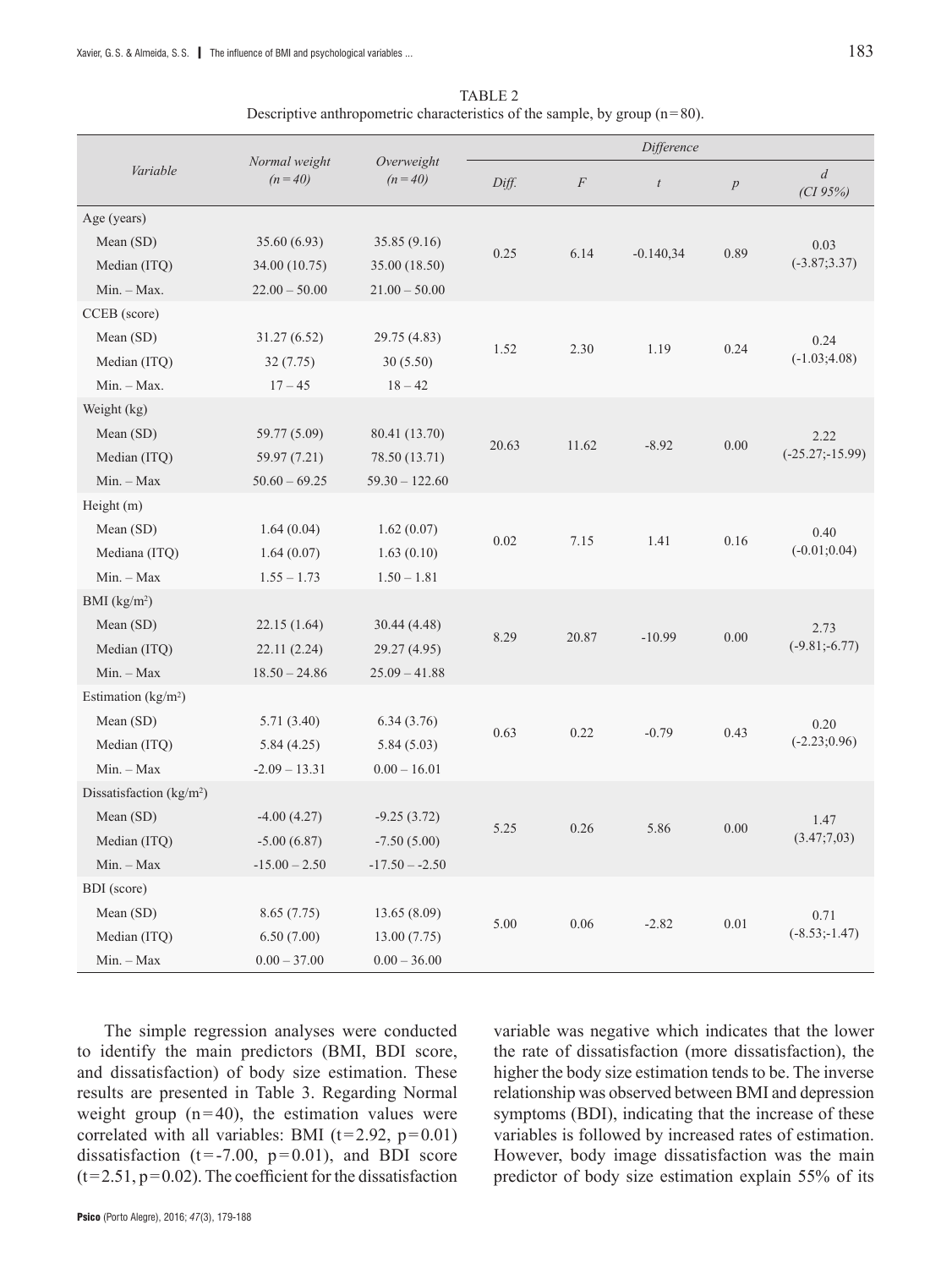TABLE 2
Descriptive anthropometric characteristics of the sample, by group (n=80).

| *Variable* | *Normal weight (n=40)* | *Overweight (n=40)* | *Difference* | | | | |
|---|---|---|---|---|---|---|---|
| | | | *Diff.* | *F* | *t* | *p* | *d (CI 95%)* |
| Age (years) | | | | | | | |
| Mean (SD) | 35.60 (6.93) | 35.85 (9.16) | 0.25 | 6.14 | -0.140,34 | 0.89 | 0.03 (-3.87;3.37) |
| Median (ITQ) | 34.00 (10.75) | 35.00 (18.50) | | | | | |
| Min. – Max. | 22.00 – 50.00 | 21.00 – 50.00 | | | | | |
| CCEB (score) | | | | | | | |
| Mean (SD) | 31.27 (6.52) | 29.75 (4.83) | 1.52 | 2.30 | 1.19 | 0.24 | 0.24 (-1.03;4.08) |
| Median (ITQ) | 32 (7.75) | 30 (5.50) | | | | | |
| Min. – Max. | 17 – 45 | 18 – 42 | | | | | |
| Weight (kg) | | | | | | | |
| Mean (SD) | 59.77 (5.09) | 80.41 (13.70) | 20.63 | 11.62 | -8.92 | 0.00 | 2.22 (-25.27;-15.99) |
| Median (ITQ) | 59.97 (7.21) | 78.50 (13.71) | | | | | |
| Min. – Max | 50.60 – 69.25 | 59.30 – 122.60 | | | | | |
| Height (m) | | | | | | | |
| Mean (SD) | 1.64 (0.04) | 1.62 (0.07) | 0.02 | 7.15 | 1.41 | 0.16 | 0.40 (-0.01;0.04) |
| Mediana (ITQ) | 1.64 (0.07) | 1.63 (0.10) | | | | | |
| Min. – Max | 1.55 – 1.73 | 1.50 – 1.81 | | | | | |
| BMI (kg/m²) | | | | | | | |
| Mean (SD) | 22.15 (1.64) | 30.44 (4.48) | 8.29 | 20.87 | -10.99 | 0.00 | 2.73 (-9.81;-6.77) |
| Median (ITQ) | 22.11 (2.24) | 29.27 (4.95) | | | | | |
| Min. – Max | 18.50 – 24.86 | 25.09 – 41.88 | | | | | |
| Estimation (kg/m²) | | | | | | | |
| Mean (SD) | 5.71 (3.40) | 6.34 (3.76) | 0.63 | 0.22 | -0.79 | 0.43 | 0.20 (-2.23;0.96) |
| Median (ITQ) | 5.84 (4.25) | 5.84 (5.03) | | | | | |
| Min. – Max | -2.09 – 13.31 | 0.00 – 16.01 | | | | | |
| Dissatisfaction (kg/m²) | | | | | | | |
| Mean (SD) | -4.00 (4.27) | -9.25 (3.72) | 5.25 | 0.26 | 5.86 | 0.00 | 1.47 (3.47;7,03) |
| Median (ITQ) | -5.00 (6.87) | -7.50 (5.00) | | | | | |
| Min. – Max | -15.00 – 2.50 | -17.50 – -2.50 | | | | | |
| BDI (score) | | | | | | | |
| Mean (SD) | 8.65 (7.75) | 13.65 (8.09) | 5.00 | 0.06 | -2.82 | 0.01 | 0.71 (-8.53;-1.47) |
| Median (ITQ) | 6.50 (7.00) | 13.00 (7.75) | | | | | |
| Min. – Max | 0.00 – 37.00 | 0.00 – 36.00 | | | | | |

The simple regression analyses were conducted to identify the main predictors (BMI, BDI score, and dissatisfaction) of body size estimation. These results are presented in Table 3. Regarding Normal weight group (n=40), the estimation values were correlated with all variables: BMI ($t=2.92$, $p=0.01$) dissatisfaction ($t=-7.00$, $p=0.01$), and BDI score ($t=2.51$, $p=0.02$). The coefficient for the dissatisfaction variable was negative which indicates that the lower the rate of dissatisfaction (more dissatisfaction), the higher the body size estimation tends to be. The inverse relationship was observed between BMI and depression symptoms (BDI), indicating that the increase of these variables is followed by increased rates of estimation. However, body image dissatisfaction was the main predictor of body size estimation explain 55% of its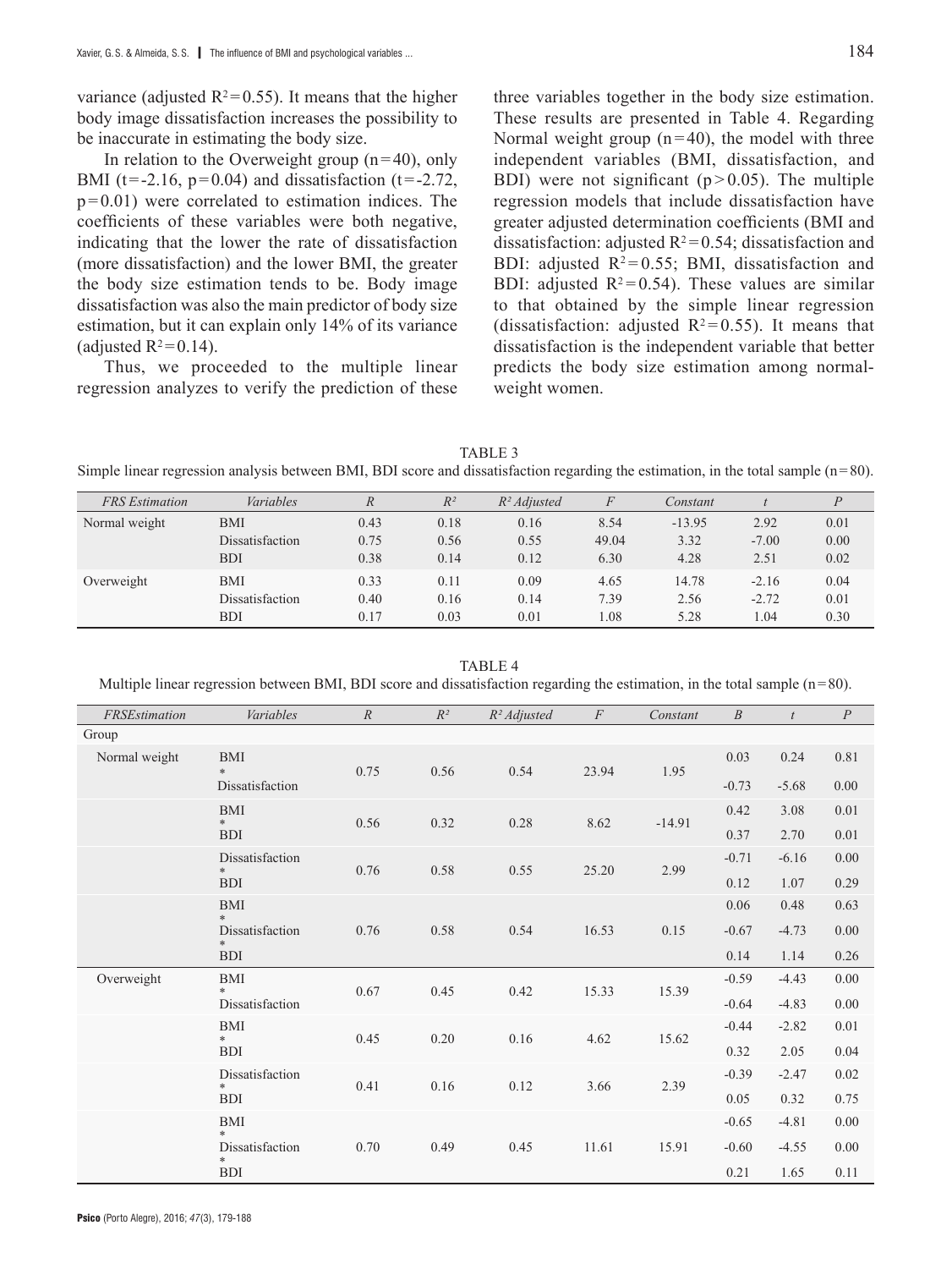variance (adjusted $R^2 = 0.55$). It means that the higher body image dissatisfaction increases the possibility to be inaccurate in estimating the body size.

In relation to the Overweight group (n=40), only BMI (t=-2.16, p=0.04) and dissatisfaction (t=-2.72, p=0.01) were correlated to estimation indices. The coefficients of these variables were both negative, indicating that the lower the rate of dissatisfaction (more dissatisfaction) and the lower BMI, the greater the body size estimation tends to be. Body image dissatisfaction was also the main predictor of body size estimation, but it can explain only 14% of its variance (adjusted $R^2 = 0.14$).

Thus, we proceeded to the multiple linear regression analyzes to verify the prediction of these three variables together in the body size estimation. These results are presented in Table 4. Regarding Normal weight group (n=40), the model with three independent variables (BMI, dissatisfaction, and BDI) were not significant (p>0.05). The multiple regression models that include dissatisfaction have greater adjusted determination coefficients (BMI and dissatisfaction: adjusted $R^2 = 0.54$; dissatisfaction and BDI: adjusted $R^2 = 0.55$; BMI, dissatisfaction and BDI: adjusted $R^2 = 0.54$). These values are similar to that obtained by the simple linear regression (dissatisfaction: adjusted $R^2 = 0.55$). It means that dissatisfaction is the independent variable that better predicts the body size estimation among normal-weight women.

TABLE 3
Simple linear regression analysis between BMI, BDI score and dissatisfaction regarding the estimation, in the total sample (n=80).

| *FRS Estimation* | *Variables* | *R* | *R²* | *R² Adjusted* | *F* | *Constant* | *t* | *P* |
|---|---|---|---|---|---|---|---|---|
| Normal weight | BMI | 0.43 | 0.18 | 0.16 | 8.54 | -13.95 | 2.92 | 0.01 |
| | Dissatisfaction | 0.75 | 0.56 | 0.55 | 49.04 | 3.32 | -7.00 | 0.00 |
| | BDI | 0.38 | 0.14 | 0.12 | 6.30 | 4.28 | 2.51 | 0.02 |
| Overweight | BMI | 0.33 | 0.11 | 0.09 | 4.65 | 14.78 | -2.16 | 0.04 |
| | Dissatisfaction | 0.40 | 0.16 | 0.14 | 7.39 | 2.56 | -2.72 | 0.01 |
| | BDI | 0.17 | 0.03 | 0.01 | 1.08 | 5.28 | 1.04 | 0.30 |

TABLE 4
Multiple linear regression between BMI, BDI score and dissatisfaction regarding the estimation, in the total sample (n=80).

| *FRSEstimation* | *Variables* | *R* | *R²* | *R² Adjusted* | *F* | *Constant* | *B* | *t* | *P* |
|---|---|---|---|---|---|---|---|---|---|
| Group | | | | | | | | | |
| Normal weight | BMI * | 0.75 | 0.56 | 0.54 | 23.94 | 1.95 | 0.03 | 0.24 | 0.81 |
| | Dissatisfaction | | | | | | -0.73 | -5.68 | 0.00 |
| | BMI * | 0.56 | 0.32 | 0.28 | 8.62 | -14.91 | 0.42 | 3.08 | 0.01 |
| | BDI | | | | | | 0.37 | 2.70 | 0.01 |
| | Dissatisfaction * | 0.76 | 0.58 | 0.55 | 25.20 | 2.99 | -0.71 | -6.16 | 0.00 |
| | BDI | | | | | | 0.12 | 1.07 | 0.29 |
| | BMI * | | | | | | 0.06 | 0.48 | 0.63 |
| | Dissatisfaction * | 0.76 | 0.58 | 0.54 | 16.53 | 0.15 | -0.67 | -4.73 | 0.00 |
| | BDI | | | | | | 0.14 | 1.14 | 0.26 |
| Overweight | BMI * | 0.67 | 0.45 | 0.42 | 15.33 | 15.39 | -0.59 | -4.43 | 0.00 |
| | Dissatisfaction | | | | | | -0.64 | -4.83 | 0.00 |
| | BMI * | 0.45 | 0.20 | 0.16 | 4.62 | 15.62 | -0.44 | -2.82 | 0.01 |
| | BDI | | | | | | 0.32 | 2.05 | 0.04 |
| | Dissatisfaction * | 0.41 | 0.16 | 0.12 | 3.66 | 2.39 | -0.39 | -2.47 | 0.02 |
| | BDI | | | | | | 0.05 | 0.32 | 0.75 |
| | BMI * | | | | | | -0.65 | -4.81 | 0.00 |
| | Dissatisfaction * | 0.70 | 0.49 | 0.45 | 11.61 | 15.91 | -0.60 | -4.55 | 0.00 |
| | BDI | | | | | | 0.21 | 1.65 | 0.11 |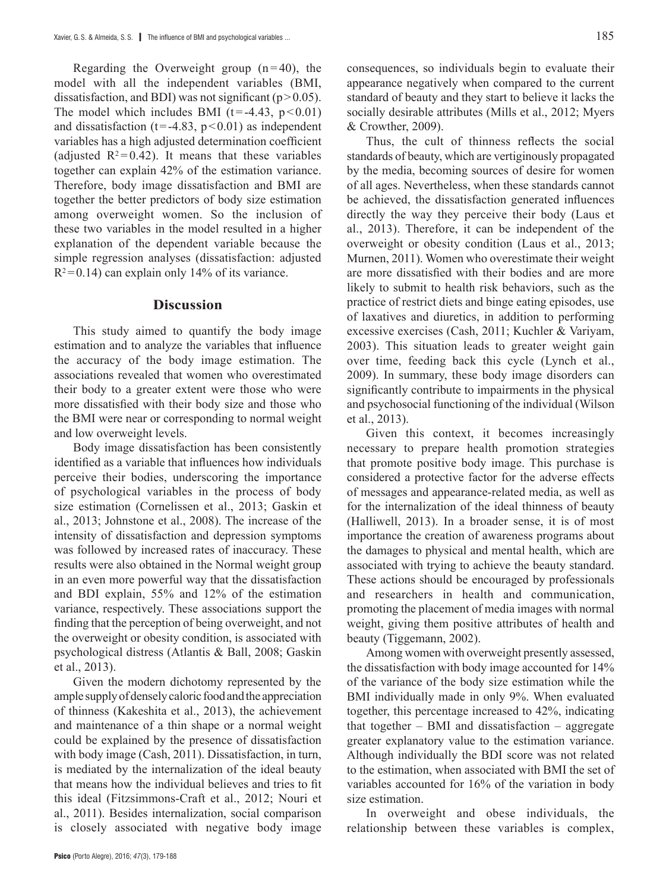Regarding the Overweight group ($n=40$), the model with all the independent variables (BMI, dissatisfaction, and BDI) was not significant ($p>0.05$). The model which includes BMI ($t=-4.43$, $p<0.01$) and dissatisfaction ($t=-4.83$, $p<0.01$) as independent variables has a high adjusted determination coefficient (adjusted $R^2=0.42$). It means that these variables together can explain 42% of the estimation variance. Therefore, body image dissatisfaction and BMI are together the better predictors of body size estimation among overweight women. So the inclusion of these two variables in the model resulted in a higher explanation of the dependent variable because the simple regression analyses (dissatisfaction: adjusted $R^2=0.14$) can explain only 14% of its variance.

## Discussion

This study aimed to quantify the body image estimation and to analyze the variables that influence the accuracy of the body image estimation. The associations revealed that women who overestimated their body to a greater extent were those who were more dissatisfied with their body size and those who the BMI were near or corresponding to normal weight and low overweight levels.

Body image dissatisfaction has been consistently identified as a variable that influences how individuals perceive their bodies, underscoring the importance of psychological variables in the process of body size estimation (Cornelissen et al., 2013; Gaskin et al., 2013; Johnstone et al., 2008). The increase of the intensity of dissatisfaction and depression symptoms was followed by increased rates of inaccuracy. These results were also obtained in the Normal weight group in an even more powerful way that the dissatisfaction and BDI explain, 55% and 12% of the estimation variance, respectively. These associations support the finding that the perception of being overweight, and not the overweight or obesity condition, is associated with psychological distress (Atlantis & Ball, 2008; Gaskin et al., 2013).

Given the modern dichotomy represented by the ample supply of densely caloric food and the appreciation of thinness (Kakeshita et al., 2013), the achievement and maintenance of a thin shape or a normal weight could be explained by the presence of dissatisfaction with body image (Cash, 2011). Dissatisfaction, in turn, is mediated by the internalization of the ideal beauty that means how the individual believes and tries to fit this ideal (Fitzsimmons-Craft et al., 2012; Nouri et al., 2011). Besides internalization, social comparison is closely associated with negative body image consequences, so individuals begin to evaluate their appearance negatively when compared to the current standard of beauty and they start to believe it lacks the socially desirable attributes (Mills et al., 2012; Myers & Crowther, 2009).

Thus, the cult of thinness reflects the social standards of beauty, which are vertiginously propagated by the media, becoming sources of desire for women of all ages. Nevertheless, when these standards cannot be achieved, the dissatisfaction generated influences directly the way they perceive their body (Laus et al., 2013). Therefore, it can be independent of the overweight or obesity condition (Laus et al., 2013; Murnen, 2011). Women who overestimate their weight are more dissatisfied with their bodies and are more likely to submit to health risk behaviors, such as the practice of restrict diets and binge eating episodes, use of laxatives and diuretics, in addition to performing excessive exercises (Cash, 2011; Kuchler & Variyam, 2003). This situation leads to greater weight gain over time, feeding back this cycle (Lynch et al., 2009). In summary, these body image disorders can significantly contribute to impairments in the physical and psychosocial functioning of the individual (Wilson et al., 2013).

Given this context, it becomes increasingly necessary to prepare health promotion strategies that promote positive body image. This purchase is considered a protective factor for the adverse effects of messages and appearance-related media, as well as for the internalization of the ideal thinness of beauty (Halliwell, 2013). In a broader sense, it is of most importance the creation of awareness programs about the damages to physical and mental health, which are associated with trying to achieve the beauty standard. These actions should be encouraged by professionals and researchers in health and communication, promoting the placement of media images with normal weight, giving them positive attributes of health and beauty (Tiggemann, 2002).

Among women with overweight presently assessed, the dissatisfaction with body image accounted for 14% of the variance of the body size estimation while the BMI individually made in only 9%. When evaluated together, this percentage increased to 42%, indicating that together – BMI and dissatisfaction – aggregate greater explanatory value to the estimation variance. Although individually the BDI score was not related to the estimation, when associated with BMI the set of variables accounted for 16% of the variation in body size estimation.

In overweight and obese individuals, the relationship between these variables is complex,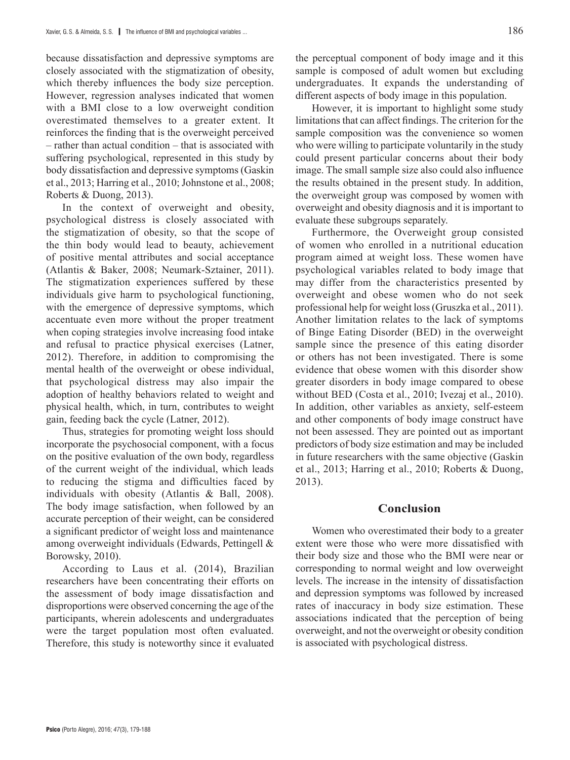because dissatisfaction and depressive symptoms are closely associated with the stigmatization of obesity, which thereby influences the body size perception. However, regression analyses indicated that women with a BMI close to a low overweight condition overestimated themselves to a greater extent. It reinforces the finding that is the overweight perceived – rather than actual condition – that is associated with suffering psychological, represented in this study by body dissatisfaction and depressive symptoms (Gaskin et al., 2013; Harring et al., 2010; Johnstone et al., 2008; Roberts & Duong, 2013).

In the context of overweight and obesity, psychological distress is closely associated with the stigmatization of obesity, so that the scope of the thin body would lead to beauty, achievement of positive mental attributes and social acceptance (Atlantis & Baker, 2008; Neumark-Sztainer, 2011). The stigmatization experiences suffered by these individuals give harm to psychological functioning, with the emergence of depressive symptoms, which accentuate even more without the proper treatment when coping strategies involve increasing food intake and refusal to practice physical exercises (Latner, 2012). Therefore, in addition to compromising the mental health of the overweight or obese individual, that psychological distress may also impair the adoption of healthy behaviors related to weight and physical health, which, in turn, contributes to weight gain, feeding back the cycle (Latner, 2012).

Thus, strategies for promoting weight loss should incorporate the psychosocial component, with a focus on the positive evaluation of the own body, regardless of the current weight of the individual, which leads to reducing the stigma and difficulties faced by individuals with obesity (Atlantis & Ball, 2008). The body image satisfaction, when followed by an accurate perception of their weight, can be considered a significant predictor of weight loss and maintenance among overweight individuals (Edwards, Pettingell & Borowsky, 2010).

According to Laus et al. (2014), Brazilian researchers have been concentrating their efforts on the assessment of body image dissatisfaction and disproportions were observed concerning the age of the participants, wherein adolescents and undergraduates were the target population most often evaluated. Therefore, this study is noteworthy since it evaluated the perceptual component of body image and it this sample is composed of adult women but excluding undergraduates. It expands the understanding of different aspects of body image in this population.

However, it is important to highlight some study limitations that can affect findings. The criterion for the sample composition was the convenience so women who were willing to participate voluntarily in the study could present particular concerns about their body image. The small sample size also could also influence the results obtained in the present study. In addition, the overweight group was composed by women with overweight and obesity diagnosis and it is important to evaluate these subgroups separately.

Furthermore, the Overweight group consisted of women who enrolled in a nutritional education program aimed at weight loss. These women have psychological variables related to body image that may differ from the characteristics presented by overweight and obese women who do not seek professional help for weight loss (Gruszka et al., 2011). Another limitation relates to the lack of symptoms of Binge Eating Disorder (BED) in the overweight sample since the presence of this eating disorder or others has not been investigated. There is some evidence that obese women with this disorder show greater disorders in body image compared to obese without BED (Costa et al., 2010; Ivezaj et al., 2010). In addition, other variables as anxiety, self-esteem and other components of body image construct have not been assessed. They are pointed out as important predictors of body size estimation and may be included in future researchers with the same objective (Gaskin et al., 2013; Harring et al., 2010; Roberts & Duong, 2013).

## Conclusion

Women who overestimated their body to a greater extent were those who were more dissatisfied with their body size and those who the BMI were near or corresponding to normal weight and low overweight levels. The increase in the intensity of dissatisfaction and depression symptoms was followed by increased rates of inaccuracy in body size estimation. These associations indicated that the perception of being overweight, and not the overweight or obesity condition is associated with psychological distress.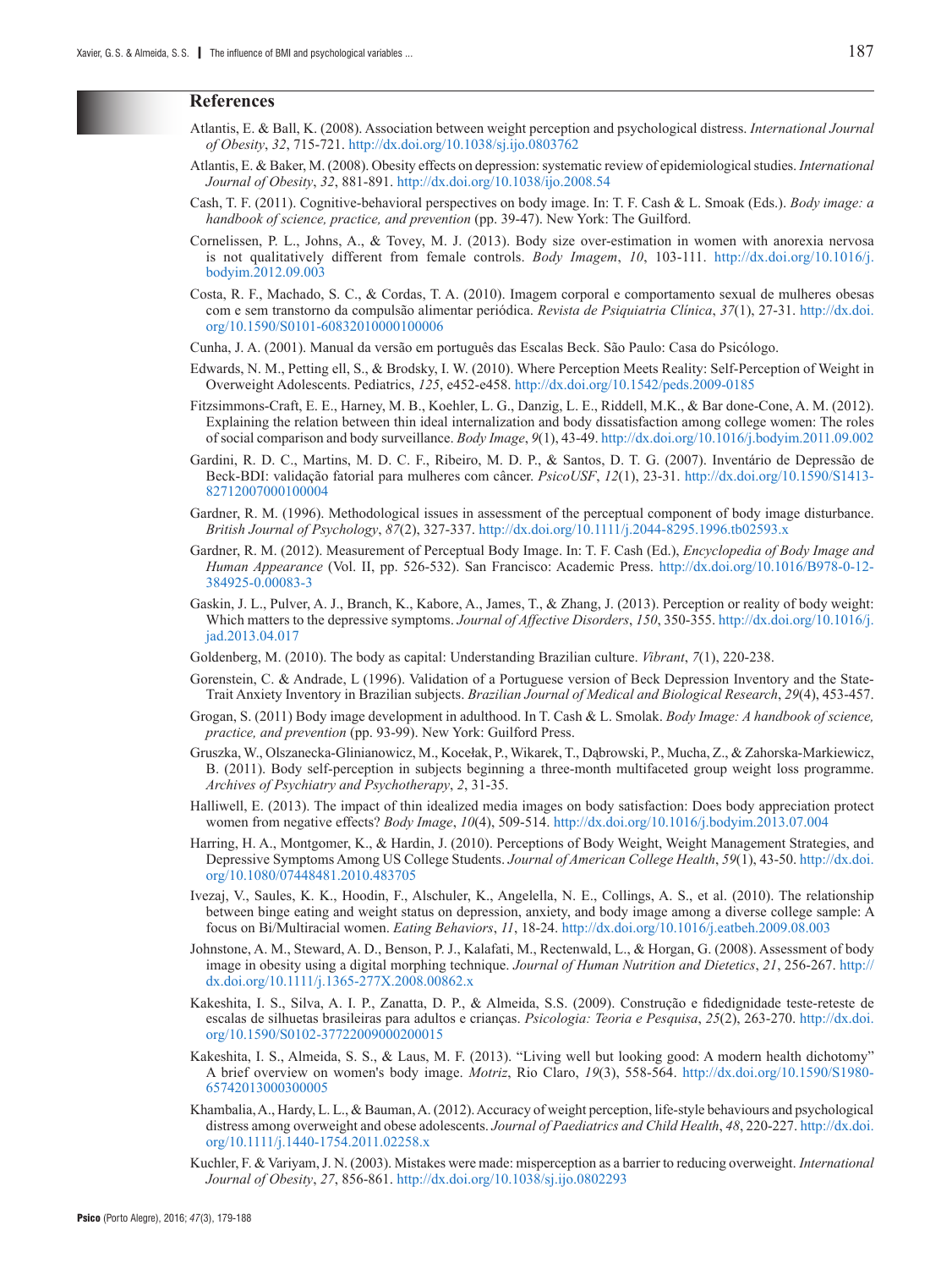## References

Atlantis, E. & Ball, K. (2008). Association between weight perception and psychological distress. *International Journal of Obesity*, *32*, 715-721. http://dx.doi.org/10.1038/sj.ijo.0803762

Atlantis, E. & Baker, M. (2008). Obesity effects on depression: systematic review of epidemiological studies. *International Journal of Obesity*, *32*, 881-891. http://dx.doi.org/10.1038/ijo.2008.54

Cash, T. F. (2011). Cognitive-behavioral perspectives on body image. In: T. F. Cash & L. Smoak (Eds.). *Body image: a handbook of science, practice, and prevention* (pp. 39-47). New York: The Guilford.

Cornelissen, P. L., Johns, A., & Tovey, M. J. (2013). Body size over-estimation in women with anorexia nervosa is not qualitatively different from female controls. *Body Imagem*, *10*, 103-111. http://dx.doi.org/10.1016/j.bodyim.2012.09.003

Costa, R. F., Machado, S. C., & Cordas, T. A. (2010). Imagem corporal e comportamento sexual de mulheres obesas com e sem transtorno da compulsão alimentar periódica. *Revista de Psiquiatria Clínica*, *37*(1), 27-31. http://dx.doi.org/10.1590/S0101-60832010000100006

Cunha, J. A. (2001). Manual da versão em português das Escalas Beck. São Paulo: Casa do Psicólogo.

Edwards, N. M., Petting ell, S., & Brodsky, I. W. (2010). Where Perception Meets Reality: Self-Perception of Weight in Overweight Adolescents. Pediatrics, *125*, e452-e458. http://dx.doi.org/10.1542/peds.2009-0185

Fitzsimmons-Craft, E. E., Harney, M. B., Koehler, L. G., Danzig, L. E., Riddell, M.K., & Bar done-Cone, A. M. (2012). Explaining the relation between thin ideal internalization and body dissatisfaction among college women: The roles of social comparison and body surveillance. *Body Image*, *9*(1), 43-49. http://dx.doi.org/10.1016/j.bodyim.2011.09.002

Gardini, R. D. C., Martins, M. D. C. F., Ribeiro, M. D. P., & Santos, D. T. G. (2007). Inventário de Depressão de Beck-BDI: validação fatorial para mulheres com câncer. *PsicoUSF*, *12*(1), 23-31. http://dx.doi.org/10.1590/S1413-82712007000100004

Gardner, R. M. (1996). Methodological issues in assessment of the perceptual component of body image disturbance. *British Journal of Psychology*, *87*(2), 327-337. http://dx.doi.org/10.1111/j.2044-8295.1996.tb02593.x

Gardner, R. M. (2012). Measurement of Perceptual Body Image. In: T. F. Cash (Ed.), *Encyclopedia of Body Image and Human Appearance* (Vol. II, pp. 526-532). San Francisco: Academic Press. http://dx.doi.org/10.1016/B978-0-12-384925-0.00083-3

Gaskin, J. L., Pulver, A. J., Branch, K., Kabore, A., James, T., & Zhang, J. (2013). Perception or reality of body weight: Which matters to the depressive symptoms. *Journal of Affective Disorders*, *150*, 350-355. http://dx.doi.org/10.1016/j.jad.2013.04.017

Goldenberg, M. (2010). The body as capital: Understanding Brazilian culture. *Vibrant*, *7*(1), 220-238.

Gorenstein, C. & Andrade, L (1996). Validation of a Portuguese version of Beck Depression Inventory and the State-Trait Anxiety Inventory in Brazilian subjects. *Brazilian Journal of Medical and Biological Research*, *29*(4), 453-457.

Grogan, S. (2011) Body image development in adulthood. In T. Cash & L. Smolak. *Body Image: A handbook of science, practice, and prevention* (pp. 93-99). New York: Guilford Press.

Gruszka, W., Olszanecka-Glinianowicz, M., Kocełak, P., Wikarek, T., Dąbrowski, P., Mucha, Z., & Zahorska-Markiewicz, B. (2011). Body self-perception in subjects beginning a three-month multifaceted group weight loss programme. *Archives of Psychiatry and Psychotherapy*, *2*, 31-35.

Halliwell, E. (2013). The impact of thin idealized media images on body satisfaction: Does body appreciation protect women from negative effects? *Body Image*, *10*(4), 509-514. http://dx.doi.org/10.1016/j.bodyim.2013.07.004

Harring, H. A., Montgomer, K., & Hardin, J. (2010). Perceptions of Body Weight, Weight Management Strategies, and Depressive Symptoms Among US College Students. *Journal of American College Health*, *59*(1), 43-50. http://dx.doi.org/10.1080/07448481.2010.483705

Ivezaj, V., Saules, K. K., Hoodin, F., Alschuler, K., Angelella, N. E., Collings, A. S., et al. (2010). The relationship between binge eating and weight status on depression, anxiety, and body image among a diverse college sample: A focus on Bi/Multiracial women. *Eating Behaviors*, *11*, 18-24. http://dx.doi.org/10.1016/j.eatbeh.2009.08.003

Johnstone, A. M., Steward, A. D., Benson, P. J., Kalafati, M., Rectenwald, L., & Horgan, G. (2008). Assessment of body image in obesity using a digital morphing technique. *Journal of Human Nutrition and Dietetics*, *21*, 256-267. http://dx.doi.org/10.1111/j.1365-277X.2008.00862.x

Kakeshita, I. S., Silva, A. I. P., Zanatta, D. P., & Almeida, S.S. (2009). Construção e fidedignidade teste-reteste de escalas de silhuetas brasileiras para adultos e crianças. *Psicologia: Teoria e Pesquisa*, *25*(2), 263-270. http://dx.doi.org/10.1590/S0102-37722009000200015

Kakeshita, I. S., Almeida, S. S., & Laus, M. F. (2013). "Living well but looking good: A modern health dichotomy" A brief overview on women's body image. *Motriz*, Rio Claro, *19*(3), 558-564. http://dx.doi.org/10.1590/S1980-65742013000300005

Khambalia, A., Hardy, L. L., & Bauman, A. (2012). Accuracy of weight perception, life-style behaviours and psychological distress among overweight and obese adolescents. *Journal of Paediatrics and Child Health*, *48*, 220-227. http://dx.doi.org/10.1111/j.1440-1754.2011.02258.x

Kuchler, F. & Variyam, J. N. (2003). Mistakes were made: misperception as a barrier to reducing overweight. *International Journal of Obesity*, *27*, 856-861. http://dx.doi.org/10.1038/sj.ijo.0802293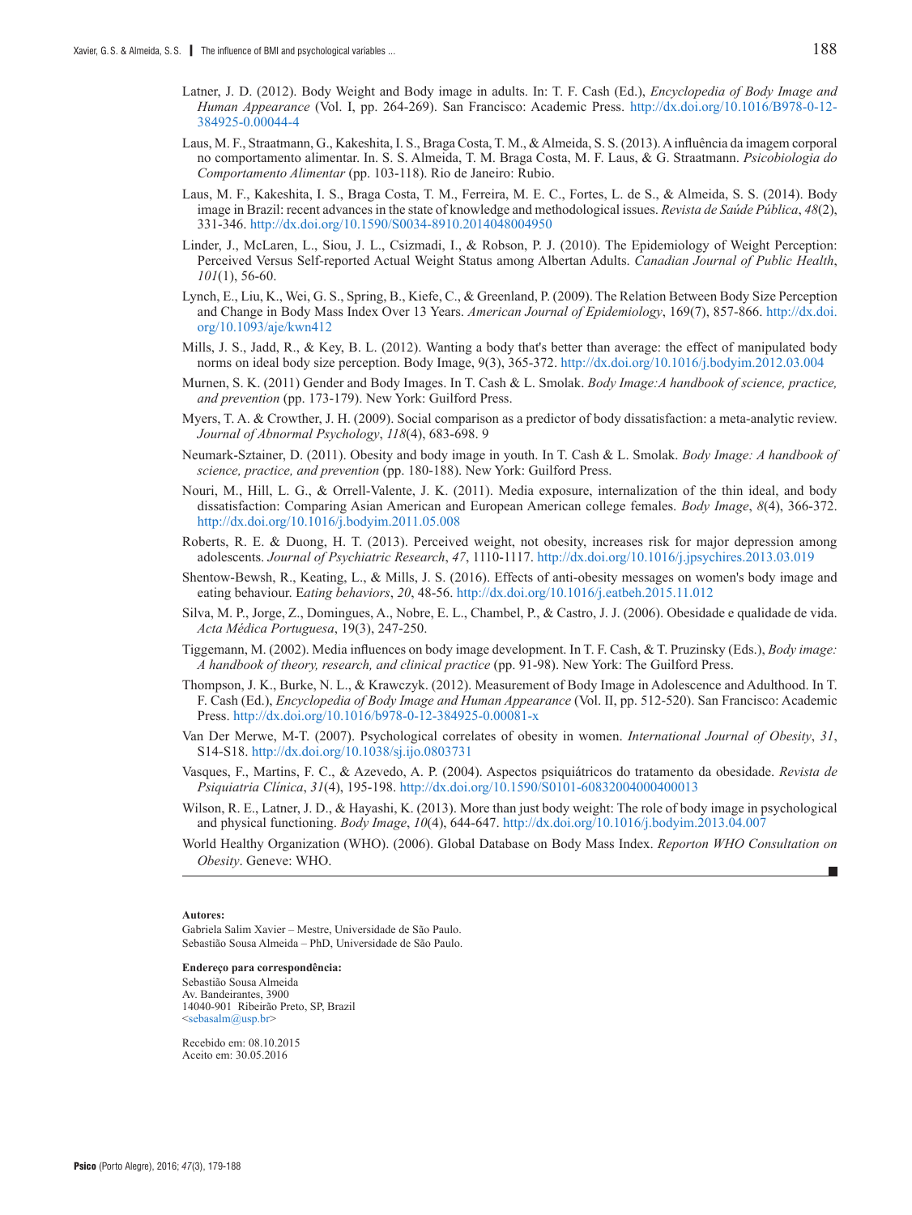Latner, J. D. (2012). Body Weight and Body image in adults. In: T. F. Cash (Ed.), *Encyclopedia of Body Image and Human Appearance* (Vol. I, pp. 264-269). San Francisco: Academic Press. http://dx.doi.org/10.1016/B978-0-12-384925-0.00044-4

Laus, M. F., Straatmann, G., Kakeshita, I. S., Braga Costa, T. M., & Almeida, S. S. (2013). A influência da imagem corporal no comportamento alimentar. In. S. S. Almeida, T. M. Braga Costa, M. F. Laus, & G. Straatmann. *Psicobiologia do Comportamento Alimentar* (pp. 103-118). Rio de Janeiro: Rubio.

Laus, M. F., Kakeshita, I. S., Braga Costa, T. M., Ferreira, M. E. C., Fortes, L. de S., & Almeida, S. S. (2014). Body image in Brazil: recent advances in the state of knowledge and methodological issues. *Revista de Saúde Pública*, *48*(2), 331-346. http://dx.doi.org/10.1590/S0034-8910.2014048004950

Linder, J., McLaren, L., Siou, J. L., Csizmadi, I., & Robson, P. J. (2010). The Epidemiology of Weight Perception: Perceived Versus Self-reported Actual Weight Status among Albertan Adults. *Canadian Journal of Public Health*, *101*(1), 56-60.

Lynch, E., Liu, K., Wei, G. S., Spring, B., Kiefe, C., & Greenland, P. (2009). The Relation Between Body Size Perception and Change in Body Mass Index Over 13 Years. *American Journal of Epidemiology*, 169(7), 857-866. http://dx.doi.org/10.1093/aje/kwn412

Mills, J. S., Jadd, R., & Key, B. L. (2012). Wanting a body that's better than average: the effect of manipulated body norms on ideal body size perception. Body Image, 9(3), 365-372. http://dx.doi.org/10.1016/j.bodyim.2012.03.004

Murnen, S. K. (2011) Gender and Body Images. In T. Cash & L. Smolak. *Body Image:A handbook of science, practice, and prevention* (pp. 173-179). New York: Guilford Press.

Myers, T. A. & Crowther, J. H. (2009). Social comparison as a predictor of body dissatisfaction: a meta-analytic review. *Journal of Abnormal Psychology*, *118*(4), 683-698. 9

Neumark-Sztainer, D. (2011). Obesity and body image in youth. In T. Cash & L. Smolak. *Body Image: A handbook of science, practice, and prevention* (pp. 180-188). New York: Guilford Press.

Nouri, M., Hill, L. G., & Orrell-Valente, J. K. (2011). Media exposure, internalization of the thin ideal, and body dissatisfaction: Comparing Asian American and European American college females. *Body Image*, *8*(4), 366-372. http://dx.doi.org/10.1016/j.bodyim.2011.05.008

Roberts, R. E. & Duong, H. T. (2013). Perceived weight, not obesity, increases risk for major depression among adolescents. *Journal of Psychiatric Research*, *47*, 1110-1117. http://dx.doi.org/10.1016/j.jpsychires.2013.03.019

Shentow-Bewsh, R., Keating, L., & Mills, J. S. (2016). Effects of anti-obesity messages on women's body image and eating behaviour. E*ating behaviors*, *20*, 48-56. http://dx.doi.org/10.1016/j.eatbeh.2015.11.012

Silva, M. P., Jorge, Z., Domingues, A., Nobre, E. L., Chambel, P., & Castro, J. J. (2006). Obesidade e qualidade de vida. *Acta Médica Portuguesa*, 19(3), 247-250.

Tiggemann, M. (2002). Media influences on body image development. In T. F. Cash, & T. Pruzinsky (Eds.), *Body image: A handbook of theory, research, and clinical practice* (pp. 91-98). New York: The Guilford Press.

Thompson, J. K., Burke, N. L., & Krawczyk. (2012). Measurement of Body Image in Adolescence and Adulthood. In T. F. Cash (Ed.), *Encyclopedia of Body Image and Human Appearance* (Vol. II, pp. 512-520). San Francisco: Academic Press. http://dx.doi.org/10.1016/b978-0-12-384925-0.00081-x

Van Der Merwe, M-T. (2007). Psychological correlates of obesity in women. *International Journal of Obesity*, *31*, S14-S18. http://dx.doi.org/10.1038/sj.ijo.0803731

Vasques, F., Martins, F. C., & Azevedo, A. P. (2004). Aspectos psiquiátricos do tratamento da obesidade. *Revista de Psiquiatria Clínica*, *31*(4), 195-198. http://dx.doi.org/10.1590/S0101-60832004000400013

Wilson, R. E., Latner, J. D., & Hayashi, K. (2013). More than just body weight: The role of body image in psychological and physical functioning. *Body Image*, *10*(4), 644-647. http://dx.doi.org/10.1016/j.bodyim.2013.04.007

World Healthy Organization (WHO). (2006). Global Database on Body Mass Index. *Reporton WHO Consultation on Obesity*. Geneve: WHO.

**Autores:**
Gabriela Salim Xavier – Mestre, Universidade de São Paulo.
Sebastião Sousa Almeida – PhD, Universidade de São Paulo.

**Endereço para correspondência:**
Sebastião Sousa Almeida
Av. Bandeirantes, 3900
14040-901 Ribeirão Preto, SP, Brazil
<sebasalm@usp.br>

Recebido em: 08.10.2015
Aceito em: 30.05.2016